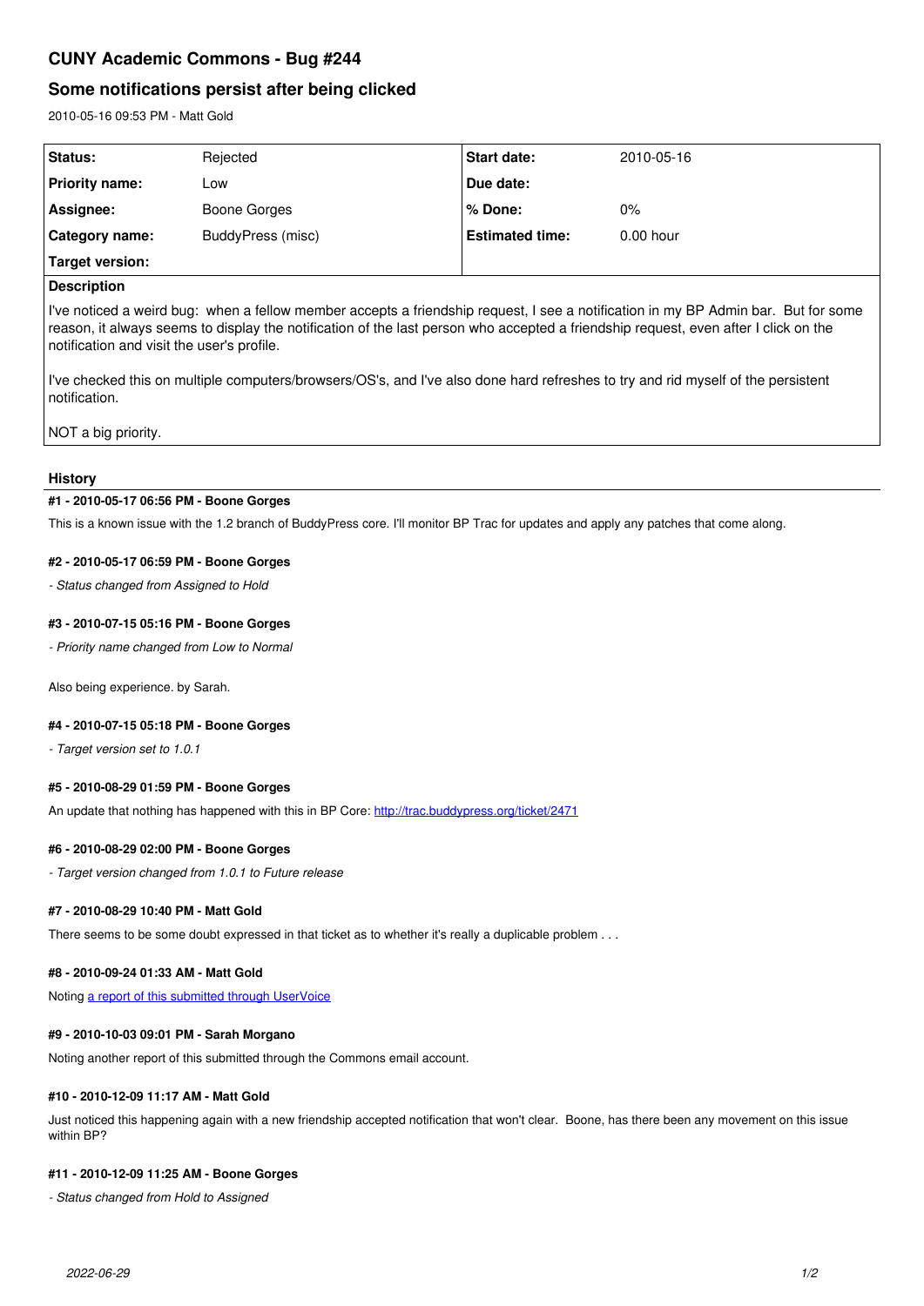# CUNY Academic Commons - Bug #244

## Some notifications persist after being clicked

2010-05-16 09:53 PM - Matt Gold

| | | | |
|---|---|---|---|
| **Status:** | Rejected | **Start date:** | 2010-05-16 |
| **Priority name:** | Low | **Due date:** | |
| **Assignee:** | Boone Gorges | **% Done:** | 0% |
| **Category name:** | BuddyPress (misc) | **Estimated time:** | 0.00 hour |
| **Target version:** | | | |

**Description**

I've noticed a weird bug: when a fellow member accepts a friendship request, I see a notification in my BP Admin bar. But for some reason, it always seems to display the notification of the last person who accepted a friendship request, even after I click on the notification and visit the user's profile.

I've checked this on multiple computers/browsers/OS's, and I've also done hard refreshes to try and rid myself of the persistent notification.

NOT a big priority.

### History

#### #1 - 2010-05-17 06:56 PM - Boone Gorges

This is a known issue with the 1.2 branch of BuddyPress core. I'll monitor BP Trac for updates and apply any patches that come along.

#### #2 - 2010-05-17 06:59 PM - Boone Gorges

*- Status changed from Assigned to Hold*

#### #3 - 2010-07-15 05:16 PM - Boone Gorges

*- Priority name changed from Low to Normal*

Also being experience. by Sarah.

#### #4 - 2010-07-15 05:18 PM - Boone Gorges

*- Target version set to 1.0.1*

#### #5 - 2010-08-29 01:59 PM - Boone Gorges

An update that nothing has happened with this in BP Core: [http://trac.buddypress.org/ticket/2471](http://trac.buddypress.org/ticket/2471)

#### #6 - 2010-08-29 02:00 PM - Boone Gorges

*- Target version changed from 1.0.1 to Future release*

#### #7 - 2010-08-29 10:40 PM - Matt Gold

There seems to be some doubt expressed in that ticket as to whether it's really a duplicable problem . . .

#### #8 - 2010-09-24 01:33 AM - Matt Gold

Noting a report of this submitted through UserVoice

#### #9 - 2010-10-03 09:01 PM - Sarah Morgano

Noting another report of this submitted through the Commons email account.

#### #10 - 2010-12-09 11:17 AM - Matt Gold

Just noticed this happening again with a new friendship accepted notification that won't clear. Boone, has there been any movement on this issue within BP?

#### #11 - 2010-12-09 11:25 AM - Boone Gorges

*- Status changed from Hold to Assigned*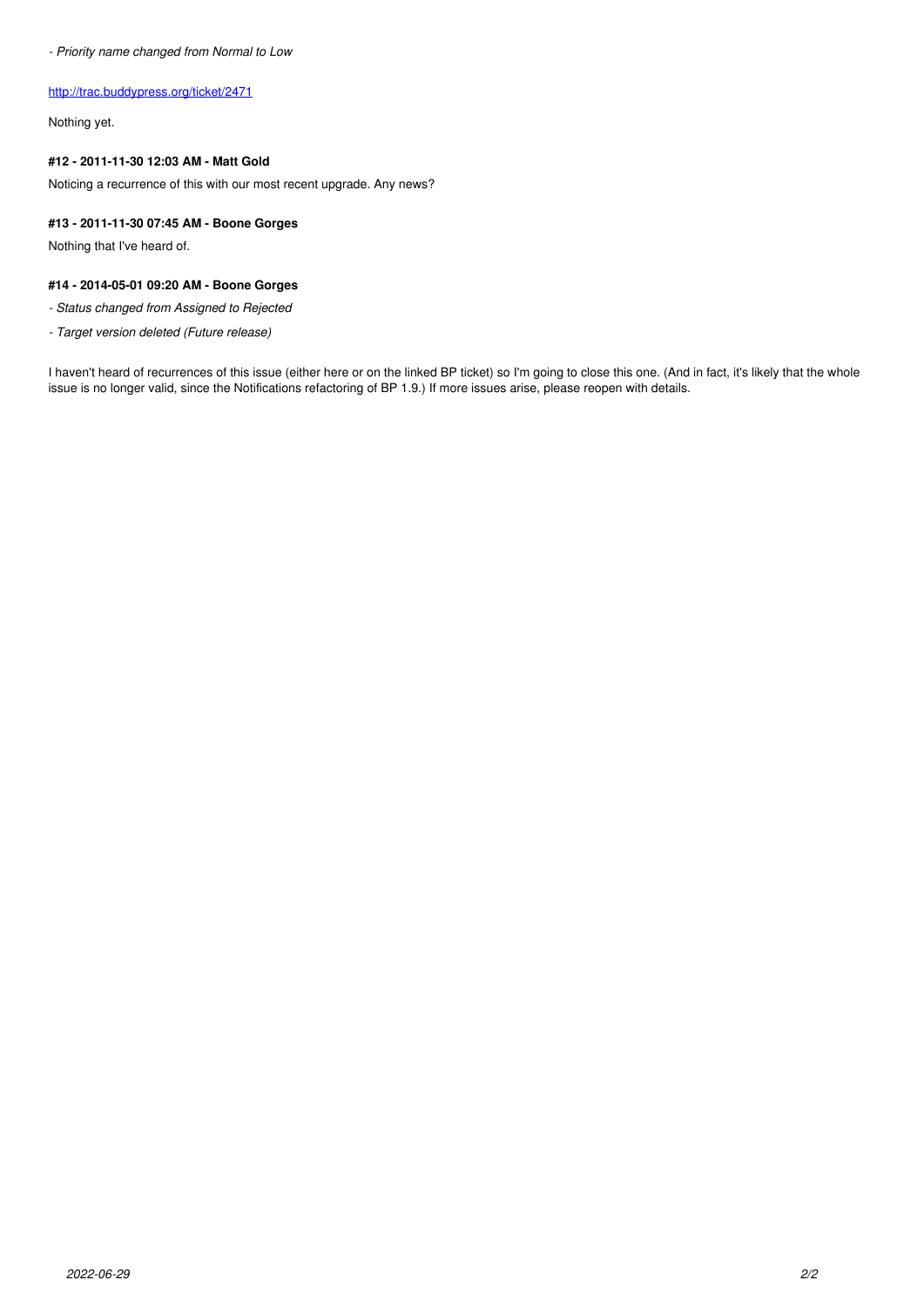*- Priority name changed from Normal to Low*

http://trac.buddypress.org/ticket/2471

Nothing yet.

**#12 - 2011-11-30 12:03 AM - Matt Gold**

Noticing a recurrence of this with our most recent upgrade. Any news?

**#13 - 2011-11-30 07:45 AM - Boone Gorges**

Nothing that I've heard of.

**#14 - 2014-05-01 09:20 AM - Boone Gorges**

*- Status changed from Assigned to Rejected*

*- Target version deleted (Future release)*

I haven't heard of recurrences of this issue (either here or on the linked BP ticket) so I'm going to close this one. (And in fact, it's likely that the whole issue is no longer valid, since the Notifications refactoring of BP 1.9.) If more issues arise, please reopen with details.